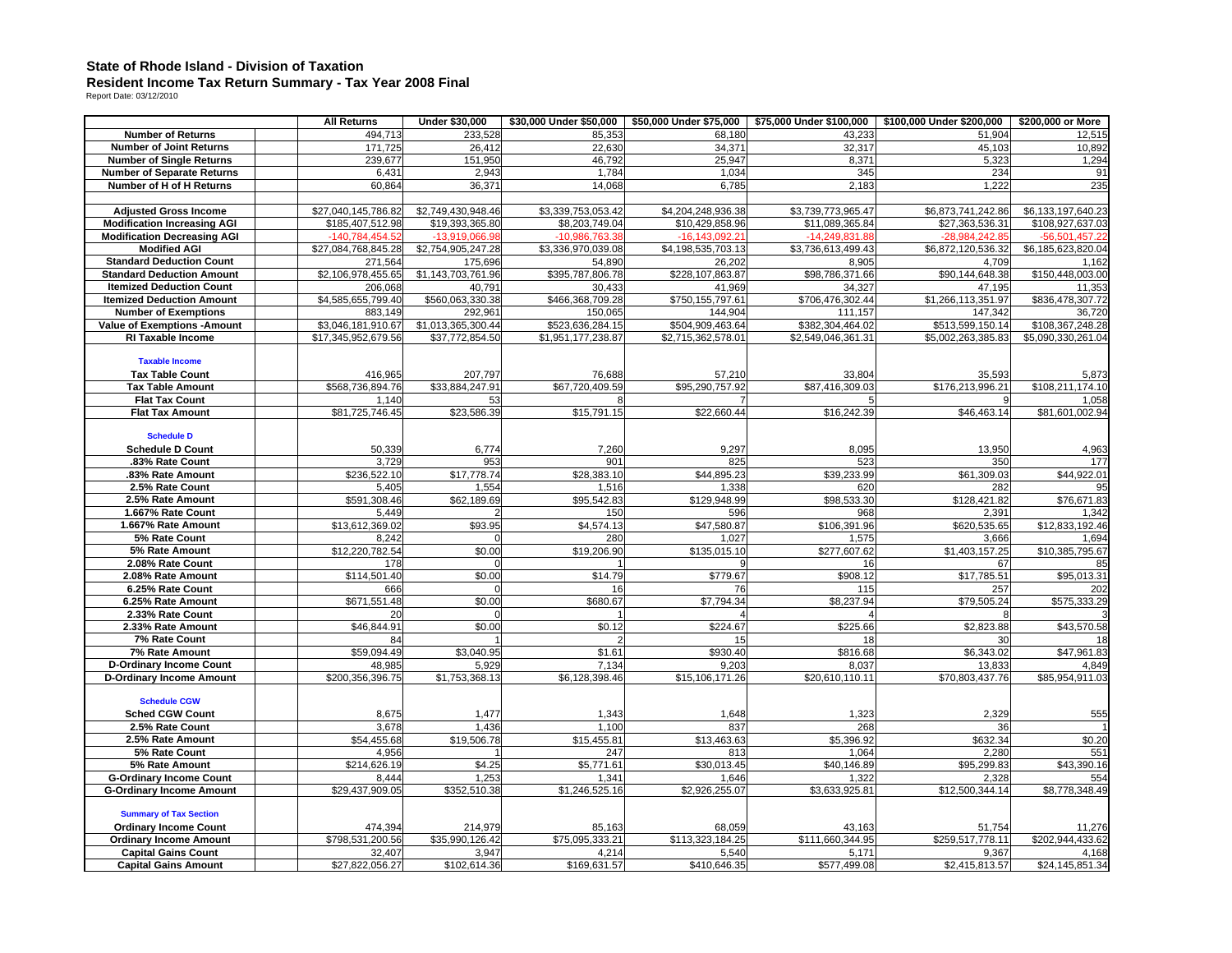# State of Rhode Island - Division of Taxation

## Resident Income Tax Return Summary - Tax Year 2008 Final

Report Date: 03/12/2010

| | All Returns | Under $30,000 | $30,000 Under $50,000 | $50,000 Under $75,000 | $75,000 Under $100,000 | $100,000 Under $200,000 | $200,000 or More |
|---|---|---|---|---|---|---|---|
| **Number of Returns** | 494,713 | 233,528 | 85,353 | 68,180 | 43,233 | 51,904 | 12,515 |
| **Number of Joint Returns** | 171,725 | 26,412 | 22,630 | 34,371 | 32,317 | 45,103 | 10,892 |
| **Number of Single Returns** | 239,677 | 151,950 | 46,792 | 25,947 | 8,371 | 5,323 | 1,294 |
| **Number of Separate Returns** | 6,431 | 2,943 | 1,784 | 1,034 | 345 | 234 | 91 |
| **Number of H of H Returns** | 60,864 | 36,371 | 14,068 | 6,785 | 2,183 | 1,222 | 235 |
| | | | | | | | |
| **Adjusted Gross Income** | $27,040,145,786.82 | $2,749,430,948.46 | $3,339,753,053.42 | $4,204,248,936.38 | $3,739,773,965.47 | $6,873,741,242.86 | $6,133,197,640.23 |
| **Modification Increasing AGI** | $185,407,512.98 | $19,393,365.80 | $8,203,749.04 | $10,429,858.96 | $11,089,365.84 | $27,363,536.31 | $108,927,637.03 |
| **Modification Decreasing AGI** | -140,784,454.52 | -13,919,066.98 | -10,986,763.38 | -16,143,092.21 | -14,249,831.88 | -28,984,242.85 | -56,501,457.22 |
| **Modified AGI** | $27,084,768,845.28 | $2,754,905,247.28 | $3,336,970,039.08 | $4,198,535,703.13 | $3,736,613,499.43 | $6,872,120,536.32 | $6,185,623,820.04 |
| **Standard Deduction Count** | 271,564 | 175,696 | 54,890 | 26,202 | 8,905 | 4,709 | 1,162 |
| **Standard Deduction Amount** | $2,106,978,455.65 | $1,143,703,761.96 | $395,787,806.78 | $228,107,863.87 | $98,786,371.66 | $90,144,648.38 | $150,448,003.00 |
| **Itemized Deduction Count** | 206,068 | 40,791 | 30,433 | 41,969 | 34,327 | 47,195 | 11,353 |
| **Itemized Deduction Amount** | $4,585,655,799.40 | $560,063,330.38 | $466,368,709.28 | $750,155,797.61 | $706,476,302.44 | $1,266,113,351.97 | $836,478,307.72 |
| **Number of Exemptions** | 883,149 | 292,961 | 150,065 | 144,904 | 111,157 | 147,342 | 36,720 |
| **Value of Exemptions -Amount** | $3,046,181,910.67 | $1,013,365,300.44 | $523,636,284.15 | $504,909,463.64 | $382,304,464.02 | $513,599,150.14 | $108,367,248.28 |
| **RI Taxable Income** | $17,345,952,679.56 | $37,772,854.50 | $1,951,177,238.87 | $2,715,362,578.01 | $2,549,046,361.31 | $5,002,263,385.83 | $5,090,330,261.04 |
| **Taxable Income** | | | | | | | |
| **Tax Table Count** | 416,965 | 207,797 | 76,688 | 57,210 | 33,804 | 35,593 | 5,873 |
| **Tax Table Amount** | $568,736,894.76 | $33,884,247.91 | $67,720,409.59 | $95,290,757.92 | $87,416,309.03 | $176,213,996.21 | $108,211,174.10 |
| **Flat Tax Count** | 1,140 | 53 | 8 | 7 | 5 | 9 | 1,058 |
| **Flat Tax Amount** | $81,725,746.45 | $23,586.39 | $15,791.15 | $22,660.44 | $16,242.39 | $46,463.14 | $81,601,002.94 |
| **Schedule D** | | | | | | | |
| **Schedule D Count** | 50,339 | 6,774 | 7,260 | 9,297 | 8,095 | 13,950 | 4,963 |
| **.83% Rate Count** | 3,729 | 953 | 901 | 825 | 523 | 350 | 177 |
| **.83% Rate Amount** | $236,522.10 | $17,778.74 | $28,383.10 | $44,895.23 | $39,233.99 | $61,309.03 | $44,922.01 |
| **2.5% Rate Count** | 5,405 | 1,554 | 1,516 | 1,338 | 620 | 282 | 95 |
| **2.5% Rate Amount** | $591,308.46 | $62,189.69 | $95,542.83 | $129,948.99 | $98,533.30 | $128,421.82 | $76,671.83 |
| **1.667% Rate Count** | 5,449 | 2 | 150 | 596 | 968 | 2,391 | 1,342 |
| **1.667% Rate Amount** | $13,612,369.02 | $93.95 | $4,574.13 | $47,580.87 | $106,391.96 | $620,535.65 | $12,833,192.46 |
| **5% Rate Count** | 8,242 | 0 | 280 | 1,027 | 1,575 | 3,666 | 1,694 |
| **5% Rate Amount** | $12,220,782.54 | $0.00 | $19,206.90 | $135,015.10 | $277,607.62 | $1,403,157.25 | $10,385,795.67 |
| **2.08% Rate Count** | 178 | 0 | 1 | 9 | 16 | 67 | 85 |
| **2.08% Rate Amount** | $114,501.40 | $0.00 | $14.79 | $779.67 | $908.12 | $17,785.51 | $95,013.31 |
| **6.25% Rate Count** | 666 | 0 | 16 | 76 | 115 | 257 | 202 |
| **6.25% Rate Amount** | $671,551.48 | $0.00 | $680.67 | $7,794.34 | $8,237.94 | $79,505.24 | $575,333.29 |
| **2.33% Rate Count** | 20 | 0 | 1 | 4 | 4 | 8 | 3 |
| **2.33% Rate Amount** | $46,844.91 | $0.00 | $0.12 | $224.67 | $225.66 | $2,823.88 | $43,570.58 |
| **7% Rate Count** | 84 | 1 | 2 | 15 | 18 | 30 | 18 |
| **7% Rate Amount** | $59,094.49 | $3,040.95 | $1.61 | $930.40 | $816.68 | $6,343.02 | $47,961.83 |
| **D-Ordinary Income Count** | 48,985 | 5,929 | 7,134 | 9,203 | 8,037 | 13,833 | 4,849 |
| **D-Ordinary Income Amount** | $200,356,396.75 | $1,753,368.13 | $6,128,398.46 | $15,106,171.26 | $20,610,110.11 | $70,803,437.76 | $85,954,911.03 |
| **Schedule CGW** | | | | | | | |
| **Sched CGW Count** | 8,675 | 1,477 | 1,343 | 1,648 | 1,323 | 2,329 | 555 |
| **2.5% Rate Count** | 3,678 | 1,436 | 1,100 | 837 | 268 | 36 | 1 |
| **2.5% Rate Amount** | $54,455.68 | $19,506.78 | $15,455.81 | $13,463.63 | $5,396.92 | $632.34 | $0.20 |
| **5% Rate Count** | 4,956 | 1 | 247 | 813 | 1,064 | 2,280 | 551 |
| **5% Rate Amount** | $214,626.19 | $4.25 | $5,771.61 | $30,013.45 | $40,146.89 | $95,299.83 | $43,390.16 |
| **G-Ordinary Income Count** | 8,444 | 1,253 | 1,341 | 1,646 | 1,322 | 2,328 | 554 |
| **G-Ordinary Income Amount** | $29,437,909.05 | $352,510.38 | $1,246,525.16 | $2,926,255.07 | $3,633,925.81 | $12,500,344.14 | $8,778,348.49 |
| **Summary of Tax Section** | | | | | | | |
| **Ordinary Income Count** | 474,394 | 214,979 | 85,163 | 68,059 | 43,163 | 51,754 | 11,276 |
| **Ordinary Income Amount** | $798,531,200.56 | $35,990,126.42 | $75,095,333.21 | $113,323,184.25 | $111,660,344.95 | $259,517,778.11 | $202,944,433.62 |
| **Capital Gains Count** | 32,407 | 3,947 | 4,214 | 5,540 | 5,171 | 9,367 | 4,168 |
| **Capital Gains Amount** | $27,822,056.27 | $102,614.36 | $169,631.57 | $410,646.35 | $577,499.08 | $2,415,813.57 | $24,145,851.34 |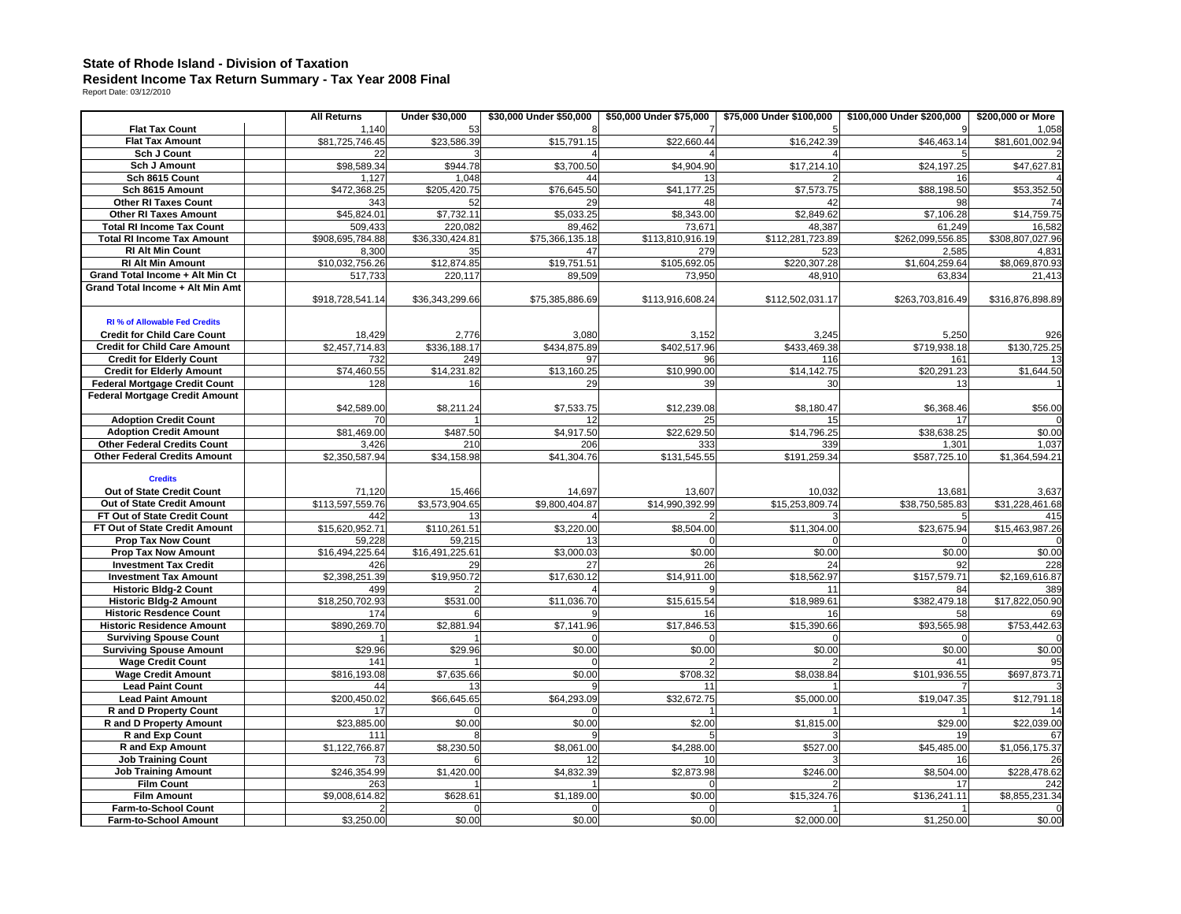**State of Rhode Island - Division of Taxation**

**Resident Income Tax Return Summary - Tax Year 2008 Final**

Report Date: 03/12/2010

| | All Returns | Under $30,000 | $30,000 Under $50,000 | $50,000 Under $75,000 | $75,000 Under $100,000 | $100,000 Under $200,000 | $200,000 or More |
|---|---|---|---|---|---|---|---|
| **Flat Tax Count** | 1,140 | 53 | 8 | 7 | 5 | 9 | 1,058 |
| **Flat Tax Amount** | $81,725,746.45 | $23,586.39 | $15,791.15 | $22,660.44 | $16,242.39 | $46,463.14 | $81,601,002.94 |
| **Sch J Count** | 22 | 3 | 4 | 4 | 4 | 5 | 2 |
| **Sch J Amount** | $98,589.34 | $944.78 | $3,700.50 | $4,904.90 | $17,214.10 | $24,197.25 | $47,627.81 |
| **Sch 8615 Count** | 1,127 | 1,048 | 44 | 13 | 2 | 16 | 4 |
| **Sch 8615 Amount** | $472,368.25 | $205,420.75 | $76,645.50 | $41,177.25 | $7,573.75 | $88,198.50 | $53,352.50 |
| **Other RI Taxes Count** | 343 | 52 | 29 | 48 | 42 | 98 | 74 |
| **Other RI Taxes Amount** | $45,824.01 | $7,732.11 | $5,033.25 | $8,343.00 | $2,849.62 | $7,106.28 | $14,759.75 |
| **Total RI Income Tax Count** | 509,433 | 220,082 | 89,462 | 73,671 | 48,387 | 61,249 | 16,582 |
| **Total RI Income Tax Amount** | $908,695,784.88 | $36,330,424.81 | $75,366,135.18 | $113,810,916.19 | $112,281,723.89 | $262,099,556.85 | $308,807,027.96 |
| **RI Alt Min Count** | 8,300 | 35 | 47 | 279 | 523 | 2,585 | 4,831 |
| **RI Alt Min Amount** | $10,032,756.26 | $12,874.85 | $19,751.51 | $105,692.05 | $220,307.28 | $1,604,259.64 | $8,069,870.93 |
| **Grand Total Income + Alt Min Ct** | 517,733 | 220,117 | 89,509 | 73,950 | 48,910 | 63,834 | 21,413 |
| **Grand Total Income + Alt Min Amt** | $918,728,541.14 | $36,343,299.66 | $75,385,886.69 | $113,916,608.24 | $112,502,031.17 | $263,703,816.49 | $316,876,898.89 |
| **RI % of Allowable Fed Credits** | | | | | | | |
| **Credit for Child Care Count** | 18,429 | 2,776 | 3,080 | 3,152 | 3,245 | 5,250 | 926 |
| **Credit for Child Care Amount** | $2,457,714.83 | $336,188.17 | $434,875.89 | $402,517.96 | $433,469.38 | $719,938.18 | $130,725.25 |
| **Credit for Elderly Count** | 732 | 249 | 97 | 96 | 116 | 161 | 13 |
| **Credit for Elderly Amount** | $74,460.55 | $14,231.82 | $13,160.25 | $10,990.00 | $14,142.75 | $20,291.23 | $1,644.50 |
| **Federal Mortgage Credit Count** | 128 | 16 | 29 | 39 | 30 | 13 | 1 |
| **Federal Mortgage Credit Amount** | $42,589.00 | $8,211.24 | $7,533.75 | $12,239.08 | $8,180.47 | $6,368.46 | $56.00 |
| **Adoption Credit Count** | 70 | 1 | 12 | 25 | 15 | 17 | 0 |
| **Adoption Credit Amount** | $81,469.00 | $487.50 | $4,917.50 | $22,629.50 | $14,796.25 | $38,638.25 | $0.00 |
| **Other Federal Credits Count** | 3,426 | 210 | 206 | 333 | 339 | 1,301 | 1,037 |
| **Other Federal Credits Amount** | $2,350,587.94 | $34,158.98 | $41,304.76 | $131,545.55 | $191,259.34 | $587,725.10 | $1,364,594.21 |
| **Credits** | | | | | | | |
| **Out of State Credit Count** | 71,120 | 15,466 | 14,697 | 13,607 | 10,032 | 13,681 | 3,637 |
| **Out of State Credit Amount** | $113,597,559.76 | $3,573,904.65 | $9,800,404.87 | $14,990,392.99 | $15,253,809.74 | $38,750,585.83 | $31,228,461.68 |
| **FT Out of State Credit Count** | 442 | 13 | 4 | 2 | 3 | 5 | 415 |
| **FT Out of State Credit Amount** | $15,620,952.71 | $110,261.51 | $3,220.00 | $8,504.00 | $11,304.00 | $23,675.94 | $15,463,987.26 |
| **Prop Tax Now Count** | 59,228 | 59,215 | 13 | 0 | 0 | 0 | 0 |
| **Prop Tax Now Amount** | $16,494,225.64 | $16,491,225.61 | $3,000.03 | $0.00 | $0.00 | $0.00 | $0.00 |
| **Investment Tax Credit** | 426 | 29 | 27 | 26 | 24 | 92 | 228 |
| **Investment Tax Amount** | $2,398,251.39 | $19,950.72 | $17,630.12 | $14,911.00 | $18,562.97 | $157,579.71 | $2,169,616.87 |
| **Historic Bldg-2 Count** | 499 | 2 | 4 | 9 | 11 | 84 | 389 |
| **Historic Bldg-2 Amount** | $18,250,702.93 | $531.00 | $11,036.70 | $15,615.54 | $18,989.61 | $382,479.18 | $17,822,050.90 |
| **Historic Resdence Count** | 174 | 6 | 9 | 16 | 16 | 58 | 69 |
| **Historic Residence Amount** | $890,269.70 | $2,881.94 | $7,141.96 | $17,846.53 | $15,390.66 | $93,565.98 | $753,442.63 |
| **Surviving Spouse Count** | 1 | 1 | 0 | 0 | 0 | 0 | 0 |
| **Surviving Spouse Amount** | $29.96 | $29.96 | $0.00 | $0.00 | $0.00 | $0.00 | $0.00 |
| **Wage Credit Count** | 141 | 1 | 0 | 2 | 2 | 41 | 95 |
| **Wage Credit Amount** | $816,193.08 | $7,635.66 | $0.00 | $708.32 | $8,038.84 | $101,936.55 | $697,873.71 |
| **Lead Paint Count** | 44 | 13 | 9 | 11 | 1 | 7 | 3 |
| **Lead Paint Amount** | $200,450.02 | $66,645.65 | $64,293.09 | $32,672.75 | $5,000.00 | $19,047.35 | $12,791.18 |
| **R and D Property Count** | 17 | 0 | 0 | 1 | 1 | 1 | 14 |
| **R and D Property Amount** | $23,885.00 | $0.00 | $0.00 | $2.00 | $1,815.00 | $29.00 | $22,039.00 |
| **R and Exp Count** | 111 | 8 | 9 | 5 | 3 | 19 | 67 |
| **R and Exp Amount** | $1,122,766.87 | $8,230.50 | $8,061.00 | $4,288.00 | $527.00 | $45,485.00 | $1,056,175.37 |
| **Job Training Count** | 73 | 6 | 12 | 10 | 3 | 16 | 26 |
| **Job Training Amount** | $246,354.99 | $1,420.00 | $4,832.39 | $2,873.98 | $246.00 | $8,504.00 | $228,478.62 |
| **Film Count** | 263 | 1 | 1 | 0 | 2 | 17 | 242 |
| **Film Amount** | $9,008,614.82 | $628.61 | $1,189.00 | $0.00 | $15,324.76 | $136,241.11 | $8,855,231.34 |
| **Farm-to-School Count** | 2 | 0 | 0 | 0 | 1 | 1 | 0 |
| **Farm-to-School Amount** | $3,250.00 | $0.00 | $0.00 | $0.00 | $2,000.00 | $1,250.00 | $0.00 |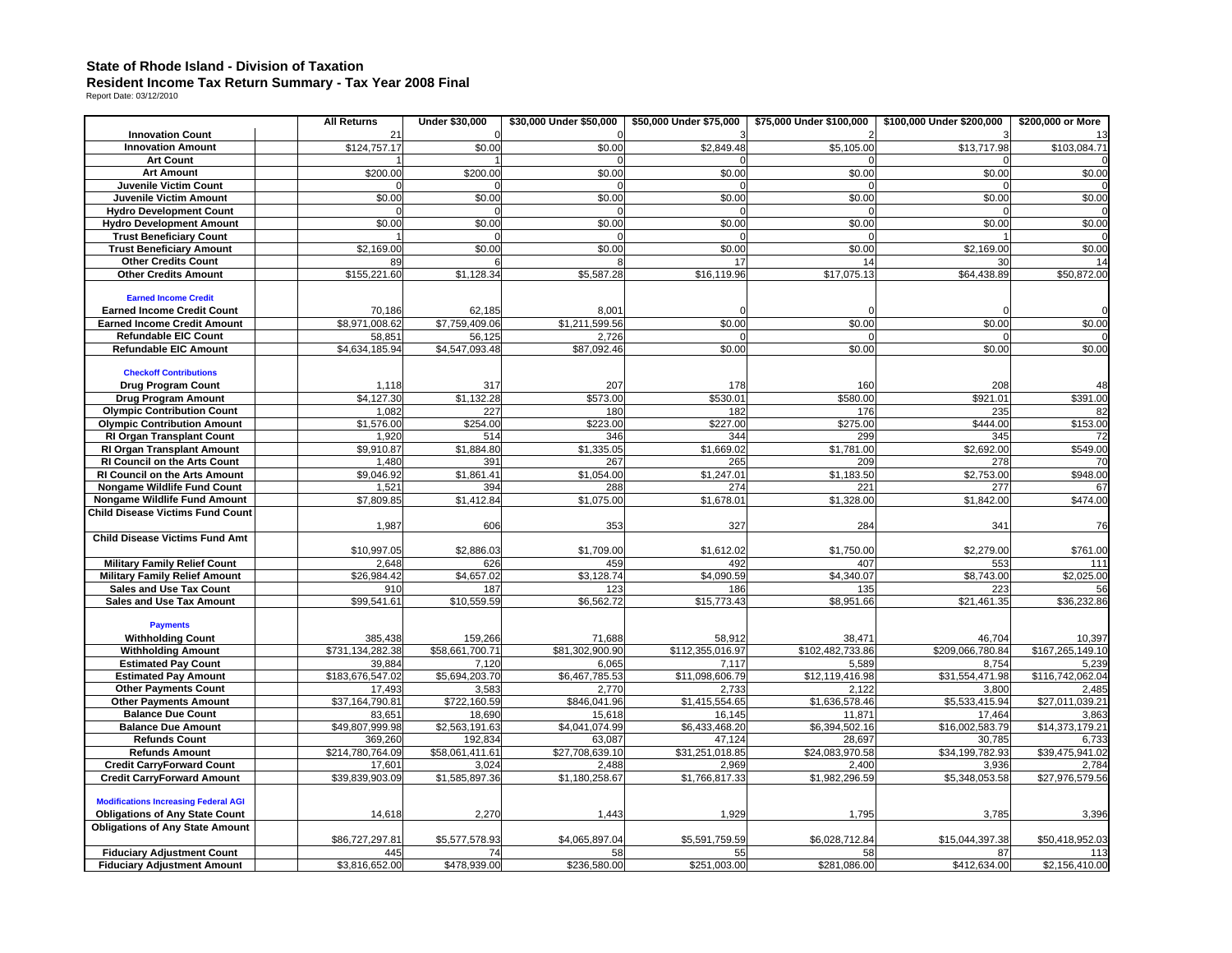## State of Rhode Island - Division of Taxation

### Resident Income Tax Return Summary - Tax Year 2008 Final

Report Date: 03/12/2010

| | All Returns | Under $30,000 | $30,000 Under $50,000 | $50,000 Under $75,000 | $75,000 Under $100,000 | $100,000 Under $200,000 | $200,000 or More |
|---|---|---|---|---|---|---|---|
| **Innovation Count** | 21 | 0 | 0 | 3 | 2 | 3 | 13 |
| **Innovation Amount** | $124,757.17 | $0.00 | $0.00 | $2,849.48 | $5,105.00 | $13,717.98 | $103,084.71 |
| **Art Count** | 1 | 1 | 0 | 0 | 0 | 0 | 0 |
| **Art Amount** | $200.00 | $200.00 | $0.00 | $0.00 | $0.00 | $0.00 | $0.00 |
| **Juvenile Victim Count** | 0 | 0 | 0 | 0 | 0 | 0 | 0 |
| **Juvenile Victim Amount** | $0.00 | $0.00 | $0.00 | $0.00 | $0.00 | $0.00 | $0.00 |
| **Hydro Development Count** | 0 | 0 | 0 | 0 | 0 | 0 | 0 |
| **Hydro Development Amount** | $0.00 | $0.00 | $0.00 | $0.00 | $0.00 | $0.00 | $0.00 |
| **Trust Beneficiary Count** | 1 | 0 | 0 | 0 | 0 | 1 | 0 |
| **Trust Beneficiary Amount** | $2,169.00 | $0.00 | $0.00 | $0.00 | $0.00 | $2,169.00 | $0.00 |
| **Other Credits Count** | 89 | 6 | 8 | 17 | 14 | 30 | 14 |
| **Other Credits Amount** | $155,221.60 | $1,128.34 | $5,587.28 | $16,119.96 | $17,075.13 | $64,438.89 | $50,872.00 |
| **Earned Income Credit** | | | | | | | |
| **Earned Income Credit Count** | 70,186 | 62,185 | 8,001 | 0 | 0 | 0 | 0 |
| **Earned Income Credit Amount** | $8,971,008.62 | $7,759,409.06 | $1,211,599.56 | $0.00 | $0.00 | $0.00 | $0.00 |
| **Refundable EIC Count** | 58,851 | 56,125 | 2,726 | 0 | 0 | 0 | 0 |
| **Refundable EIC Amount** | $4,634,185.94 | $4,547,093.48 | $87,092.46 | $0.00 | $0.00 | $0.00 | $0.00 |
| **Checkoff Contributions** | | | | | | | |
| **Drug Program Count** | 1,118 | 317 | 207 | 178 | 160 | 208 | 48 |
| **Drug Program Amount** | $4,127.30 | $1,132.28 | $573.00 | $530.01 | $580.00 | $921.01 | $391.00 |
| **Olympic Contribution Count** | 1,082 | 227 | 180 | 182 | 176 | 235 | 82 |
| **Olympic Contribution Amount** | $1,576.00 | $254.00 | $223.00 | $227.00 | $275.00 | $444.00 | $153.00 |
| **RI Organ Transplant Count** | 1,920 | 514 | 346 | 344 | 299 | 345 | 72 |
| **RI Organ Transplant Amount** | $9,910.87 | $1,884.80 | $1,335.05 | $1,669.02 | $1,781.00 | $2,692.00 | $549.00 |
| **RI Council on the Arts Count** | 1,480 | 391 | 267 | 265 | 209 | 278 | 70 |
| **RI Council on the Arts Amount** | $9,046.92 | $1,861.41 | $1,054.00 | $1,247.01 | $1,183.50 | $2,753.00 | $948.00 |
| **Nongame Wildlife Fund Count** | 1,521 | 394 | 288 | 274 | 221 | 277 | 67 |
| **Nongame Wildlife Fund Amount** | $7,809.85 | $1,412.84 | $1,075.00 | $1,678.01 | $1,328.00 | $1,842.00 | $474.00 |
| **Child Disease Victims Fund Count** | 1,987 | 606 | 353 | 327 | 284 | 341 | 76 |
| **Child Disease Victims Fund Amt** | $10,997.05 | $2,886.03 | $1,709.00 | $1,612.02 | $1,750.00 | $2,279.00 | $761.00 |
| **Military Family Relief Count** | 2,648 | 626 | 459 | 492 | 407 | 553 | 111 |
| **Military Family Relief Amount** | $26,984.42 | $4,657.02 | $3,128.74 | $4,090.59 | $4,340.07 | $8,743.00 | $2,025.00 |
| **Sales and Use Tax Count** | 910 | 187 | 123 | 186 | 135 | 223 | 56 |
| **Sales and Use Tax Amount** | $99,541.61 | $10,559.59 | $6,562.72 | $15,773.43 | $8,951.66 | $21,461.35 | $36,232.86 |
| **Payments** | | | | | | | |
| **Withholding Count** | 385,438 | 159,266 | 71,688 | 58,912 | 38,471 | 46,704 | 10,397 |
| **Withholding Amount** | $731,134,282.38 | $58,661,700.71 | $81,302,900.90 | $112,355,016.97 | $102,482,733.86 | $209,066,780.84 | $167,265,149.10 |
| **Estimated Pay Count** | 39,884 | 7,120 | 6,065 | 7,117 | 5,589 | 8,754 | 5,239 |
| **Estimated Pay Amount** | $183,676,547.02 | $5,694,203.70 | $6,467,785.53 | $11,098,606.79 | $12,119,416.98 | $31,554,471.98 | $116,742,062.04 |
| **Other Payments Count** | 17,493 | 3,583 | 2,770 | 2,733 | 2,122 | 3,800 | 2,485 |
| **Other Payments Amount** | $37,164,790.81 | $722,160.59 | $846,041.96 | $1,415,554.65 | $1,636,578.46 | $5,533,415.94 | $27,011,039.21 |
| **Balance Due Count** | 83,651 | 18,690 | 15,618 | 16,145 | 11,871 | 17,464 | 3,863 |
| **Balance Due Amount** | $49,807,999.98 | $2,563,191.63 | $4,041,074.99 | $6,433,468.20 | $6,394,502.16 | $16,002,583.79 | $14,373,179.21 |
| **Refunds Count** | 369,260 | 192,834 | 63,087 | 47,124 | 28,697 | 30,785 | 6,733 |
| **Refunds Amount** | $214,780,764.09 | $58,061,411.61 | $27,708,639.10 | $31,251,018.85 | $24,083,970.58 | $34,199,782.93 | $39,475,941.02 |
| **Credit CarryForward Count** | 17,601 | 3,024 | 2,488 | 2,969 | 2,400 | 3,936 | 2,784 |
| **Credit CarryForward Amount** | $39,839,903.09 | $1,585,897.36 | $1,180,258.67 | $1,766,817.33 | $1,982,296.59 | $5,348,053.58 | $27,976,579.56 |
| **Modifications Increasing Federal AGI** | | | | | | | |
| **Obligations of Any State Count** | 14,618 | 2,270 | 1,443 | 1,929 | 1,795 | 3,785 | 3,396 |
| **Obligations of Any State Amount** | $86,727,297.81 | $5,577,578.93 | $4,065,897.04 | $5,591,759.59 | $6,028,712.84 | $15,044,397.38 | $50,418,952.03 |
| **Fiduciary Adjustment Count** | 445 | 74 | 58 | 55 | 58 | 87 | 113 |
| **Fiduciary Adjustment Amount** | $3,816,652.00 | $478,939.00 | $236,580.00 | $251,003.00 | $281,086.00 | $412,634.00 | $2,156,410.00 |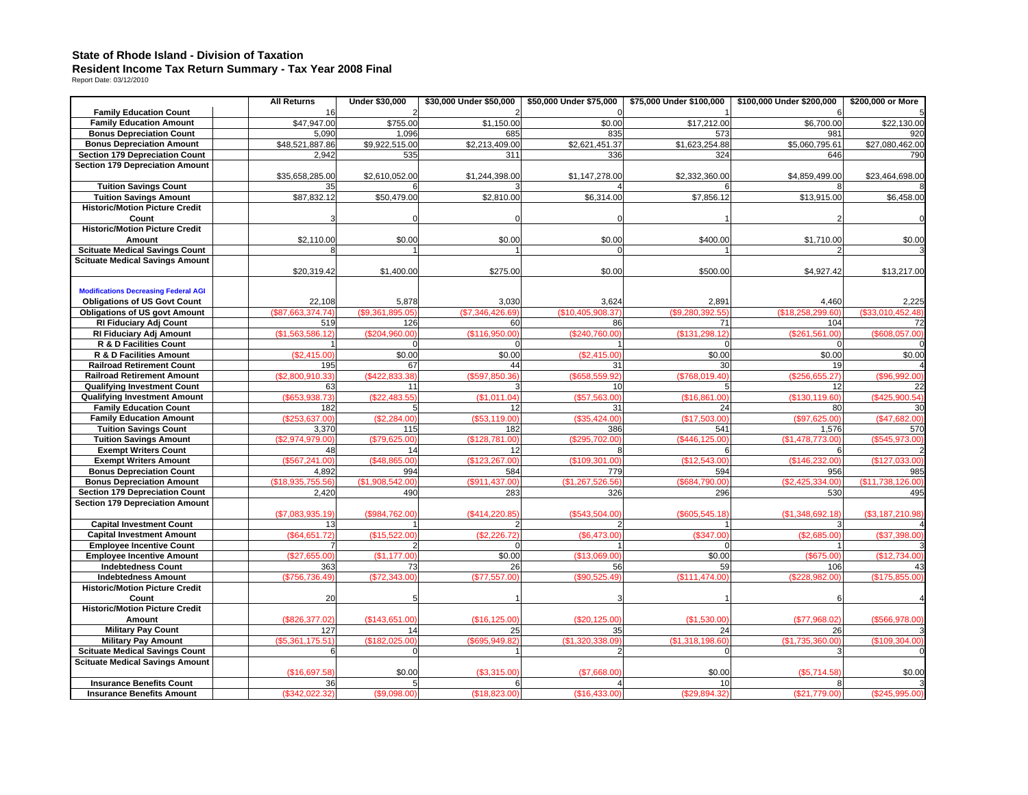**State of Rhode Island - Division of Taxation**
**Resident Income Tax Return Summary - Tax Year 2008 Final**
Report Date: 03/12/2010

| | All Returns | Under $30,000 | $30,000 Under $50,000 | $50,000 Under $75,000 | $75,000 Under $100,000 | $100,000 Under $200,000 | $200,000 or More |
|---|---|---|---|---|---|---|---|
| **Family Education Count** | 16 | 2 | 2 | 0 | 1 | 6 | 5 |
| **Family Education Amount** | $47,947.00 | $755.00 | $1,150.00 | $0.00 | $17,212.00 | $6,700.00 | $22,130.00 |
| **Bonus Depreciation Count** | 5,090 | 1,096 | 685 | 835 | 573 | 981 | 920 |
| **Bonus Depreciation Amount** | $48,521,887.86 | $9,922,515.00 | $2,213,409.00 | $2,621,451.37 | $1,623,254.88 | $5,060,795.61 | $27,080,462.00 |
| **Section 179 Depreciation Count** | 2,942 | 535 | 311 | 336 | 324 | 646 | 790 |
| **Section 179 Depreciation Amount** | $35,658,285.00 | $2,610,052.00 | $1,244,398.00 | $1,147,278.00 | $2,332,360.00 | $4,859,499.00 | $23,464,698.00 |
| **Tuition Savings Count** | 35 | 6 | 3 | 4 | 6 | 8 | 8 |
| **Tuition Savings Amount** | $87,832.12 | $50,479.00 | $2,810.00 | $6,314.00 | $7,856.12 | $13,915.00 | $6,458.00 |
| **Historic/Motion Picture Credit Count** | 3 | 0 | 0 | 0 | 1 | 2 | 0 |
| **Historic/Motion Picture Credit Amount** | $2,110.00 | $0.00 | $0.00 | $0.00 | $400.00 | $1,710.00 | $0.00 |
| **Scituate Medical Savings Count** | 8 | 1 | 1 | 0 | 1 | 2 | 3 |
| **Scituate Medical Savings Amount** | $20,319.42 | $1,400.00 | $275.00 | $0.00 | $500.00 | $4,927.42 | $13,217.00 |
| **Modifications Decreasing Federal AGI** | | | | | | | |
| **Obligations of US Govt Count** | 22,108 | 5,878 | 3,030 | 3,624 | 2,891 | 4,460 | 2,225 |
| **Obligations of US govt Amount** | ($87,663,374.74) | ($9,361,895.05) | ($7,346,426.69) | ($10,405,908.37) | ($9,280,392.55) | ($18,258,299.60) | ($33,010,452.48) |
| **RI Fiduciary Adj Count** | 519 | 126 | 60 | 86 | 71 | 104 | 72 |
| **RI Fiduciary Adj Amount** | ($1,563,586.12) | ($204,960.00) | ($116,950.00) | ($240,760.00) | ($131,298.12) | ($261,561.00) | ($608,057.00) |
| **R & D Facilities Count** | 1 | 0 | 0 | 1 | 0 | 0 | 0 |
| **R & D Facilities Amount** | ($2,415.00) | $0.00 | $0.00 | ($2,415.00) | $0.00 | $0.00 | $0.00 |
| **Railroad Retirement Count** | 195 | 67 | 44 | 31 | 30 | 19 | 4 |
| **Railroad Retirement Amount** | ($2,800,910.33) | ($422,833.38) | ($597,850.36) | ($658,559.92) | ($768,019.40) | ($256,655.27) | ($96,992.00) |
| **Qualifying Investment Count** | 63 | 11 | 3 | 10 | 5 | 12 | 22 |
| **Qualifying Investment Amount** | ($653,938.73) | ($22,483.55) | ($1,011.04) | ($57,563.00) | ($16,861.00) | ($130,119.60) | ($425,900.54) |
| **Family Education Count** | 182 | 5 | 12 | 31 | 24 | 80 | 30 |
| **Family Education Amount** | ($253,637.00) | ($2,284.00) | ($53,119.00) | ($35,424.00) | ($17,503.00) | ($97,625.00) | ($47,682.00) |
| **Tuition Savings Count** | 3,370 | 115 | 182 | 386 | 541 | 1,576 | 570 |
| **Tuition Savings Amount** | ($2,974,979.00) | ($79,625.00) | ($128,781.00) | ($295,702.00) | ($446,125.00) | ($1,478,773.00) | ($545,973.00) |
| **Exempt Writers Count** | 48 | 14 | 12 | 8 | 6 | 6 | 2 |
| **Exempt Writers Amount** | ($567,241.00) | ($48,865.00) | ($123,267.00) | ($109,301.00) | ($12,543.00) | ($146,232.00) | ($127,033.00) |
| **Bonus Depreciation Count** | 4,892 | 994 | 584 | 779 | 594 | 956 | 985 |
| **Bonus Depreciation Amount** | ($18,935,755.56) | ($1,908,542.00) | ($911,437.00) | ($1,267,526.56) | ($684,790.00) | ($2,425,334.00) | ($11,738,126.00) |
| **Section 179 Depreciation Count** | 2,420 | 490 | 283 | 326 | 296 | 530 | 495 |
| **Section 179 Depreciation Amount** | ($7,083,935.19) | ($984,762.00) | ($414,220.85) | ($543,504.00) | ($605,545.18) | ($1,348,692.18) | ($3,187,210.98) |
| **Capital Investment Count** | 13 | 1 | 2 | 2 | 1 | 3 | 4 |
| **Capital Investment Amount** | ($64,651.72) | ($15,522.00) | ($2,226.72) | ($6,473.00) | ($347.00) | ($2,685.00) | ($37,398.00) |
| **Employee Incentive Count** | 7 | 2 | 0 | 1 | 0 | 1 | 3 |
| **Employee Incentive Amount** | ($27,655.00) | ($1,177.00) | $0.00 | ($13,069.00) | $0.00 | ($675.00) | ($12,734.00) |
| **Indebtedness Count** | 363 | 73 | 26 | 56 | 59 | 106 | 43 |
| **Indebtedness Amount** | ($756,736.49) | ($72,343.00) | ($77,557.00) | ($90,525.49) | ($111,474.00) | ($228,982.00) | ($175,855.00) |
| **Historic/Motion Picture Credit Count** | 20 | 5 | 1 | 3 | 1 | 6 | 4 |
| **Historic/Motion Picture Credit Amount** | ($826,377.02) | ($143,651.00) | ($16,125.00) | ($20,125.00) | ($1,530.00) | ($77,968.02) | ($566,978.00) |
| **Military Pay Count** | 127 | 14 | 25 | 35 | 24 | 26 | 3 |
| **Military Pay Amount** | ($5,361,175.51) | ($182,025.00) | ($695,949.82) | ($1,320,338.09) | ($1,318,198.60) | ($1,735,360.00) | ($109,304.00) |
| **Scituate Medical Savings Count** | 6 | 0 | 1 | 2 | 0 | 3 | 0 |
| **Scituate Medical Savings Amount** | ($16,697.58) | $0.00 | ($3,315.00) | ($7,668.00) | $0.00 | ($5,714.58) | $0.00 |
| **Insurance Benefits Count** | 36 | 5 | 6 | 4 | 10 | 8 | 3 |
| **Insurance Benefits Amount** | ($342,022.32) | ($9,098.00) | ($18,823.00) | ($16,433.00) | ($29,894.32) | ($21,779.00) | ($245,995.00) |